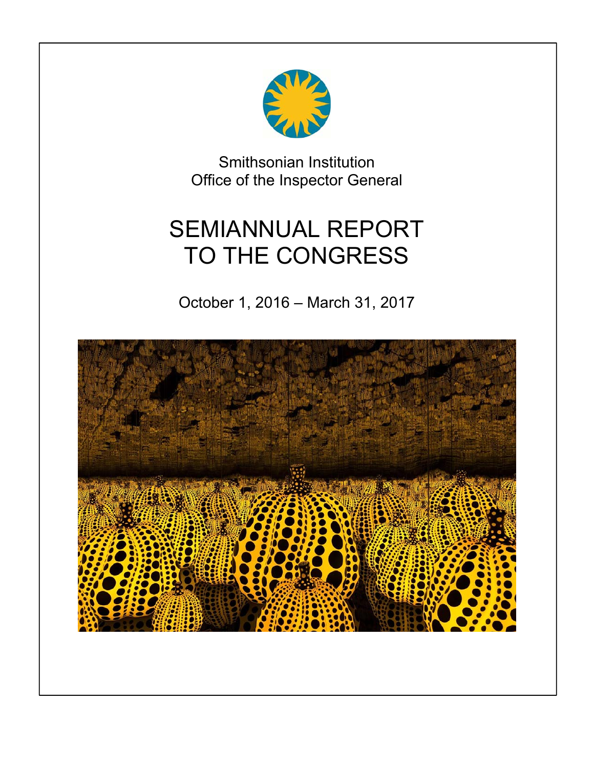Smithsonian Institution
Office of the Inspector General

# SEMIANNUAL REPORT TO THE CONGRESS

October 1, 2016 – March 31, 2017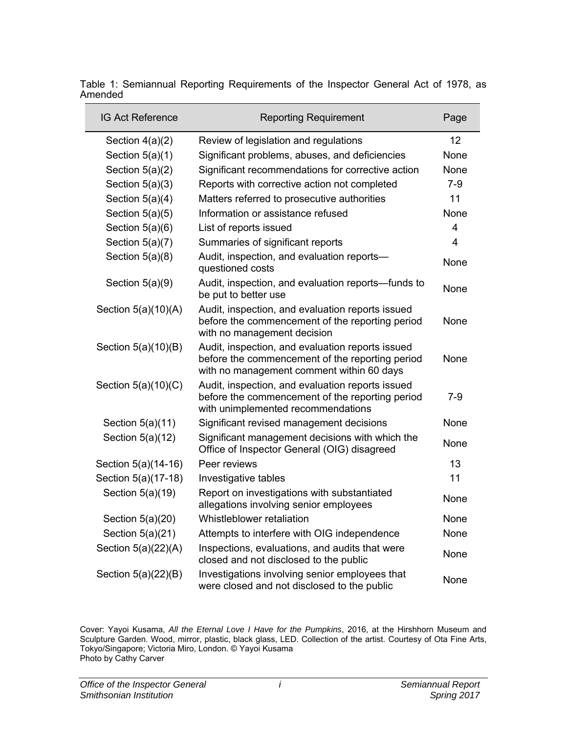Table 1: Semiannual Reporting Requirements of the Inspector General Act of 1978, as Amended

| IG Act Reference | Reporting Requirement | Page |
|---|---|---|
| Section 4(a)(2) | Review of legislation and regulations | 12 |
| Section 5(a)(1) | Significant problems, abuses, and deficiencies | None |
| Section 5(a)(2) | Significant recommendations for corrective action | None |
| Section 5(a)(3) | Reports with corrective action not completed | 7-9 |
| Section 5(a)(4) | Matters referred to prosecutive authorities | 11 |
| Section 5(a)(5) | Information or assistance refused | None |
| Section 5(a)(6) | List of reports issued | 4 |
| Section 5(a)(7) | Summaries of significant reports | 4 |
| Section 5(a)(8) | Audit, inspection, and evaluation reports—questioned costs | None |
| Section 5(a)(9) | Audit, inspection, and evaluation reports—funds to be put to better use | None |
| Section 5(a)(10)(A) | Audit, inspection, and evaluation reports issued before the commencement of the reporting period with no management decision | None |
| Section 5(a)(10)(B) | Audit, inspection, and evaluation reports issued before the commencement of the reporting period with no management comment within 60 days | None |
| Section 5(a)(10)(C) | Audit, inspection, and evaluation reports issued before the commencement of the reporting period with unimplemented recommendations | 7-9 |
| Section 5(a)(11) | Significant revised management decisions | None |
| Section 5(a)(12) | Significant management decisions with which the Office of Inspector General (OIG) disagreed | None |
| Section 5(a)(14-16) | Peer reviews | 13 |
| Section 5(a)(17-18) | Investigative tables | 11 |
| Section 5(a)(19) | Report on investigations with substantiated allegations involving senior employees | None |
| Section 5(a)(20) | Whistleblower retaliation | None |
| Section 5(a)(21) | Attempts to interfere with OIG independence | None |
| Section 5(a)(22)(A) | Inspections, evaluations, and audits that were closed and not disclosed to the public | None |
| Section 5(a)(22)(B) | Investigations involving senior employees that were closed and not disclosed to the public | None |

Cover: Yayoi Kusama, *All the Eternal Love I Have for the Pumpkins*, 2016, at the Hirshhorn Museum and Sculpture Garden. Wood, mirror, plastic, black glass, LED. Collection of the artist. Courtesy of Ota Fine Arts, Tokyo/Singapore; Victoria Miro, London. © Yayoi Kusama
Photo by Cathy Carver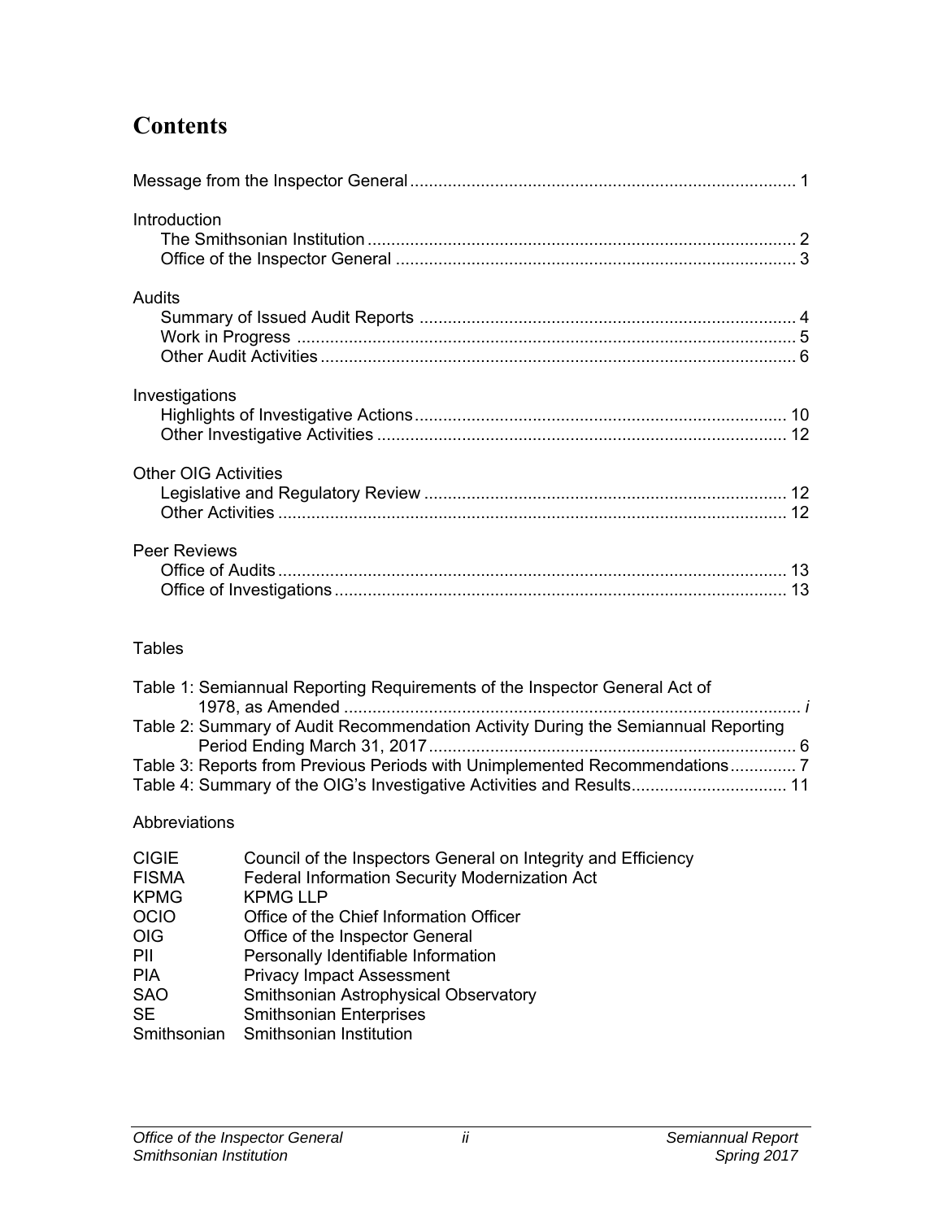# Contents

Message from the Inspector General ........................................................................................ 1

Introduction
- The Smithsonian Institution ........................................................................................ 2
- Office of the Inspector General .................................................................................... 3

Audits
- Summary of Issued Audit Reports ............................................................................... 4
- Work in Progress ......................................................................................................... 5
- Other Audit Activities .................................................................................................... 6

Investigations
- Highlights of Investigative Actions ............................................................................. 10
- Other Investigative Activities ..................................................................................... 12

Other OIG Activities
- Legislative and Regulatory Review ........................................................................... 12
- Other Activities .......................................................................................................... 12

Peer Reviews
- Office of Audits .......................................................................................................... 13
- Office of Investigations .............................................................................................. 13

Tables

Table 1: Semiannual Reporting Requirements of the Inspector General Act of 1978, as Amended ................................................................................................ *i*
Table 2: Summary of Audit Recommendation Activity During the Semiannual Reporting Period Ending March 31, 2017 ............................................................................ 6
Table 3: Reports from Previous Periods with Unimplemented Recommendations .............. 7
Table 4: Summary of the OIG's Investigative Activities and Results ................................. 11

Abbreviations

| | |
|---|---|
| CIGIE | Council of the Inspectors General on Integrity and Efficiency |
| FISMA | Federal Information Security Modernization Act |
| KPMG | KPMG LLP |
| OCIO | Office of the Chief Information Officer |
| OIG | Office of the Inspector General |
| PII | Personally Identifiable Information |
| PIA | Privacy Impact Assessment |
| SAO | Smithsonian Astrophysical Observatory |
| SE | Smithsonian Enterprises |
| Smithsonian | Smithsonian Institution |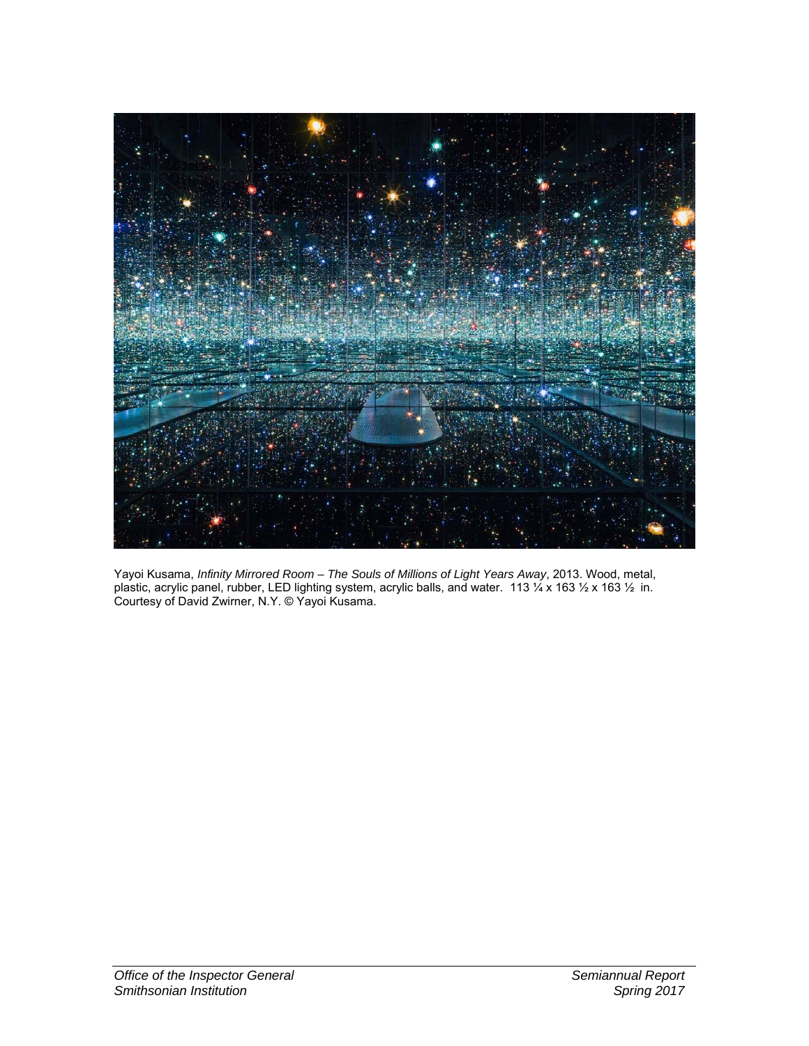Yayoi Kusama, *Infinity Mirrored Room – The Souls of Millions of Light Years Away*, 2013. Wood, metal, plastic, acrylic panel, rubber, LED lighting system, acrylic balls, and water. 113 ¼ x 163 ½ x 163 ½ in. Courtesy of David Zwirner, N.Y. © Yayoi Kusama.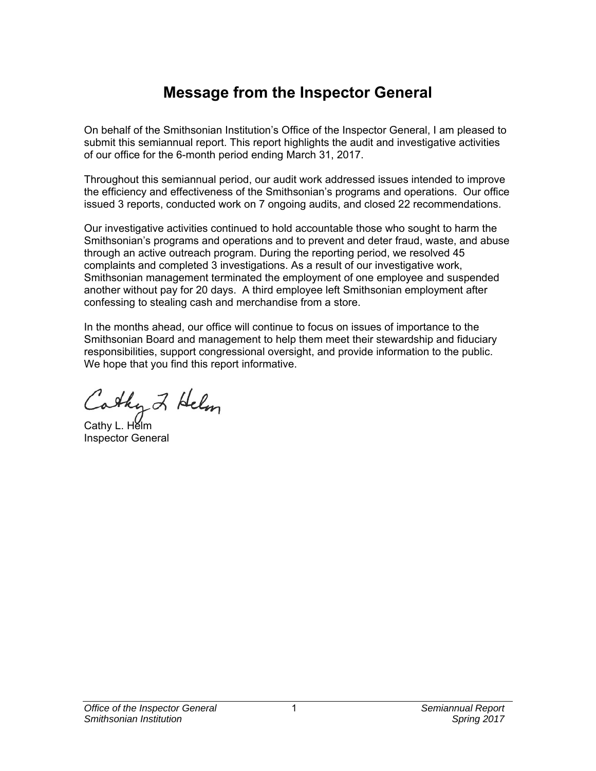# Message from the Inspector General

On behalf of the Smithsonian Institution's Office of the Inspector General, I am pleased to submit this semiannual report. This report highlights the audit and investigative activities of our office for the 6-month period ending March 31, 2017.

Throughout this semiannual period, our audit work addressed issues intended to improve the efficiency and effectiveness of the Smithsonian's programs and operations. Our office issued 3 reports, conducted work on 7 ongoing audits, and closed 22 recommendations.

Our investigative activities continued to hold accountable those who sought to harm the Smithsonian's programs and operations and to prevent and deter fraud, waste, and abuse through an active outreach program. During the reporting period, we resolved 45 complaints and completed 3 investigations. As a result of our investigative work, Smithsonian management terminated the employment of one employee and suspended another without pay for 20 days. A third employee left Smithsonian employment after confessing to stealing cash and merchandise from a store.

In the months ahead, our office will continue to focus on issues of importance to the Smithsonian Board and management to help them meet their stewardship and fiduciary responsibilities, support congressional oversight, and provide information to the public. We hope that you find this report informative.

Cathy L. Helm
Inspector General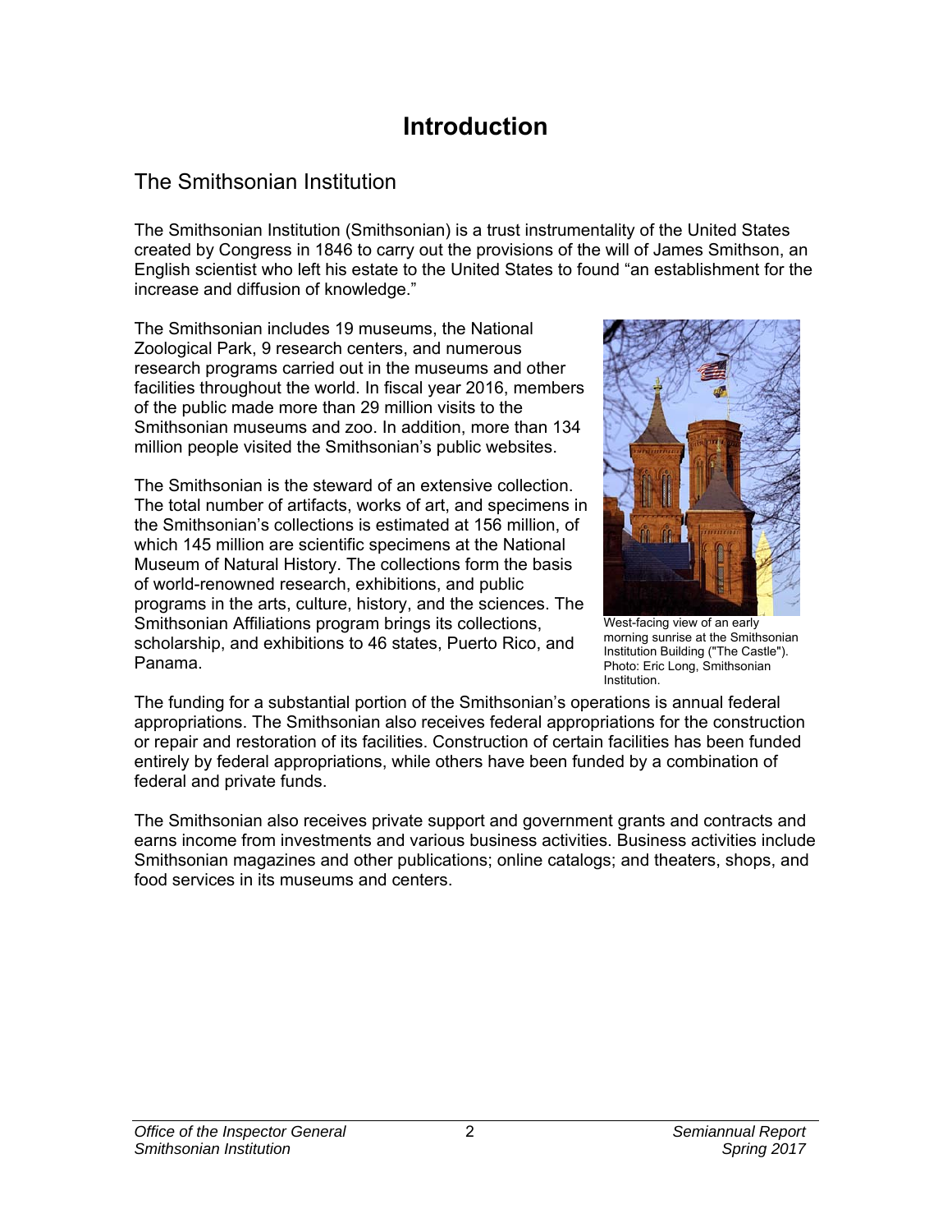# Introduction

## The Smithsonian Institution

The Smithsonian Institution (Smithsonian) is a trust instrumentality of the United States created by Congress in 1846 to carry out the provisions of the will of James Smithson, an English scientist who left his estate to the United States to found "an establishment for the increase and diffusion of knowledge."

The Smithsonian includes 19 museums, the National Zoological Park, 9 research centers, and numerous research programs carried out in the museums and other facilities throughout the world. In fiscal year 2016, members of the public made more than 29 million visits to the Smithsonian museums and zoo. In addition, more than 134 million people visited the Smithsonian's public websites.

The Smithsonian is the steward of an extensive collection. The total number of artifacts, works of art, and specimens in the Smithsonian's collections is estimated at 156 million, of which 145 million are scientific specimens at the National Museum of Natural History. The collections form the basis of world-renowned research, exhibitions, and public programs in the arts, culture, history, and the sciences. The Smithsonian Affiliations program brings its collections, scholarship, and exhibitions to 46 states, Puerto Rico, and Panama.

West-facing view of an early morning sunrise at the Smithsonian Institution Building ("The Castle"). Photo: Eric Long, Smithsonian Institution.

The funding for a substantial portion of the Smithsonian's operations is annual federal appropriations. The Smithsonian also receives federal appropriations for the construction or repair and restoration of its facilities. Construction of certain facilities has been funded entirely by federal appropriations, while others have been funded by a combination of federal and private funds.

The Smithsonian also receives private support and government grants and contracts and earns income from investments and various business activities. Business activities include Smithsonian magazines and other publications; online catalogs; and theaters, shops, and food services in its museums and centers.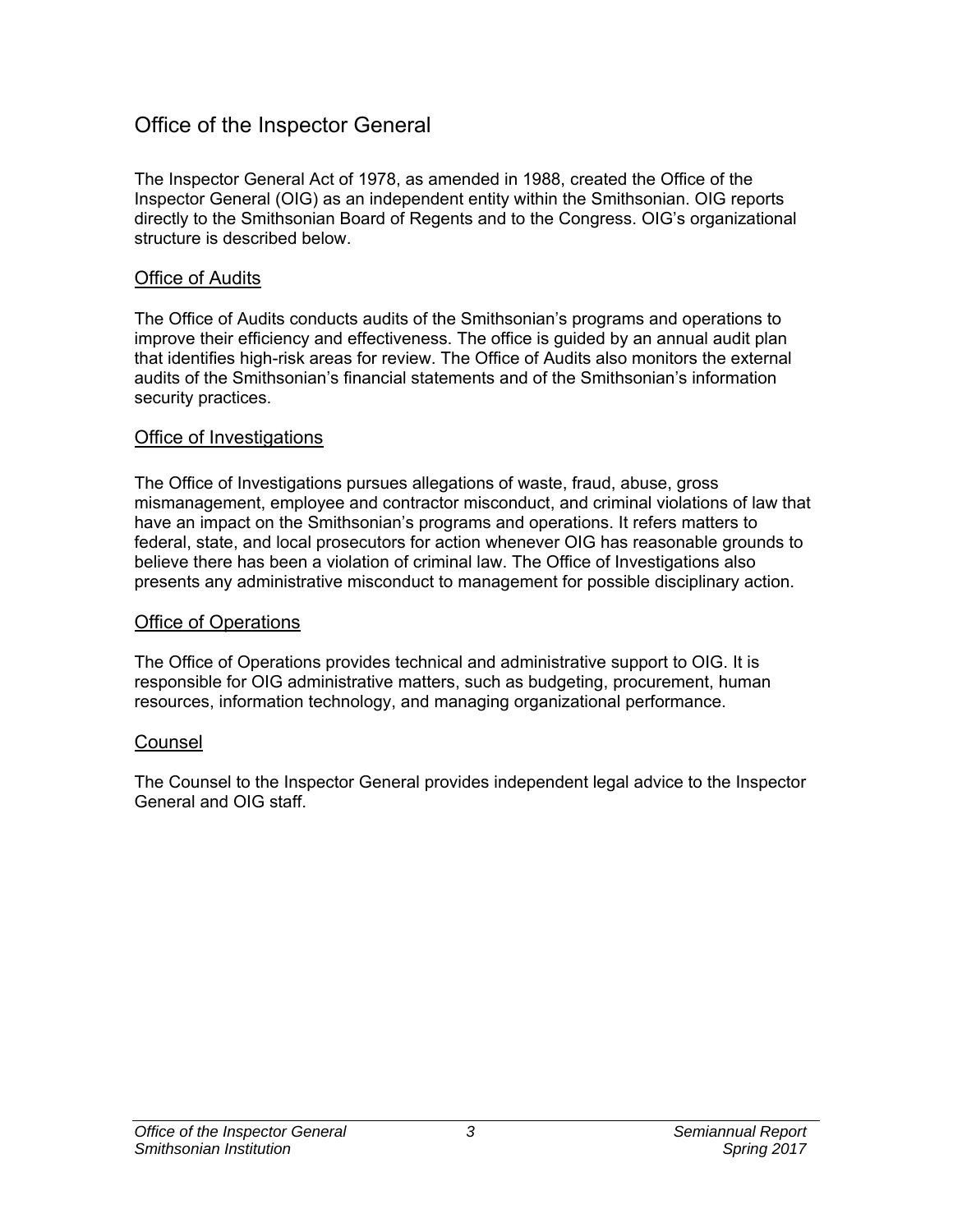# Office of the Inspector General

The Inspector General Act of 1978, as amended in 1988, created the Office of the Inspector General (OIG) as an independent entity within the Smithsonian. OIG reports directly to the Smithsonian Board of Regents and to the Congress. OIG's organizational structure is described below.

## Office of Audits

The Office of Audits conducts audits of the Smithsonian's programs and operations to improve their efficiency and effectiveness. The office is guided by an annual audit plan that identifies high-risk areas for review. The Office of Audits also monitors the external audits of the Smithsonian's financial statements and of the Smithsonian's information security practices.

## Office of Investigations

The Office of Investigations pursues allegations of waste, fraud, abuse, gross mismanagement, employee and contractor misconduct, and criminal violations of law that have an impact on the Smithsonian's programs and operations. It refers matters to federal, state, and local prosecutors for action whenever OIG has reasonable grounds to believe there has been a violation of criminal law. The Office of Investigations also presents any administrative misconduct to management for possible disciplinary action.

## Office of Operations

The Office of Operations provides technical and administrative support to OIG. It is responsible for OIG administrative matters, such as budgeting, procurement, human resources, information technology, and managing organizational performance.

## Counsel

The Counsel to the Inspector General provides independent legal advice to the Inspector General and OIG staff.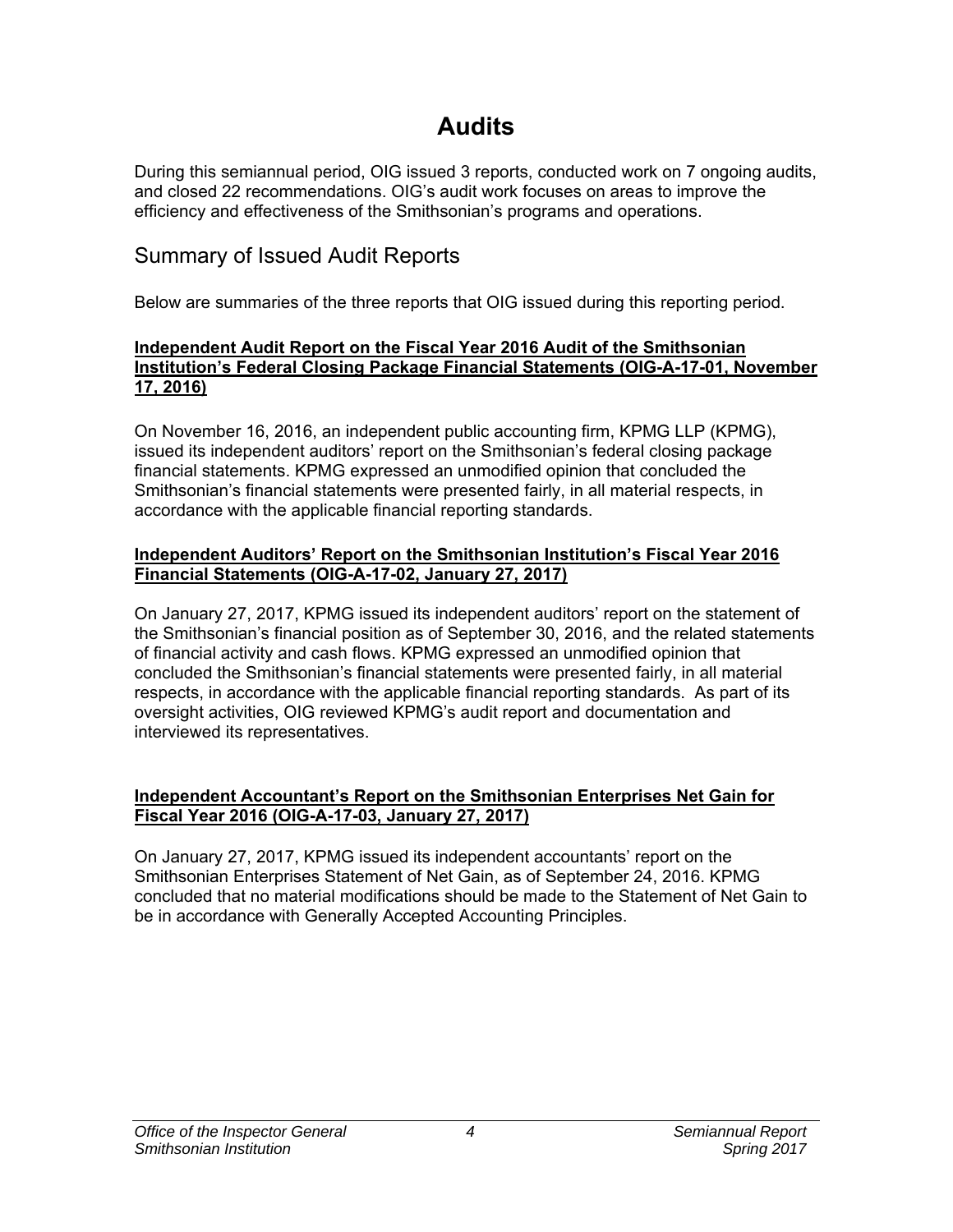# Audits

During this semiannual period, OIG issued 3 reports, conducted work on 7 ongoing audits, and closed 22 recommendations. OIG's audit work focuses on areas to improve the efficiency and effectiveness of the Smithsonian's programs and operations.

## Summary of Issued Audit Reports

Below are summaries of the three reports that OIG issued during this reporting period.

**Independent Audit Report on the Fiscal Year 2016 Audit of the Smithsonian Institution's Federal Closing Package Financial Statements (OIG-A-17-01, November 17, 2016)**

On November 16, 2016, an independent public accounting firm, KPMG LLP (KPMG), issued its independent auditors' report on the Smithsonian's federal closing package financial statements. KPMG expressed an unmodified opinion that concluded the Smithsonian's financial statements were presented fairly, in all material respects, in accordance with the applicable financial reporting standards.

**Independent Auditors' Report on the Smithsonian Institution's Fiscal Year 2016 Financial Statements (OIG-A-17-02, January 27, 2017)**

On January 27, 2017, KPMG issued its independent auditors' report on the statement of the Smithsonian's financial position as of September 30, 2016, and the related statements of financial activity and cash flows. KPMG expressed an unmodified opinion that concluded the Smithsonian's financial statements were presented fairly, in all material respects, in accordance with the applicable financial reporting standards. As part of its oversight activities, OIG reviewed KPMG's audit report and documentation and interviewed its representatives.

**Independent Accountant's Report on the Smithsonian Enterprises Net Gain for Fiscal Year 2016 (OIG-A-17-03, January 27, 2017)**

On January 27, 2017, KPMG issued its independent accountants' report on the Smithsonian Enterprises Statement of Net Gain, as of September 24, 2016. KPMG concluded that no material modifications should be made to the Statement of Net Gain to be in accordance with Generally Accepted Accounting Principles.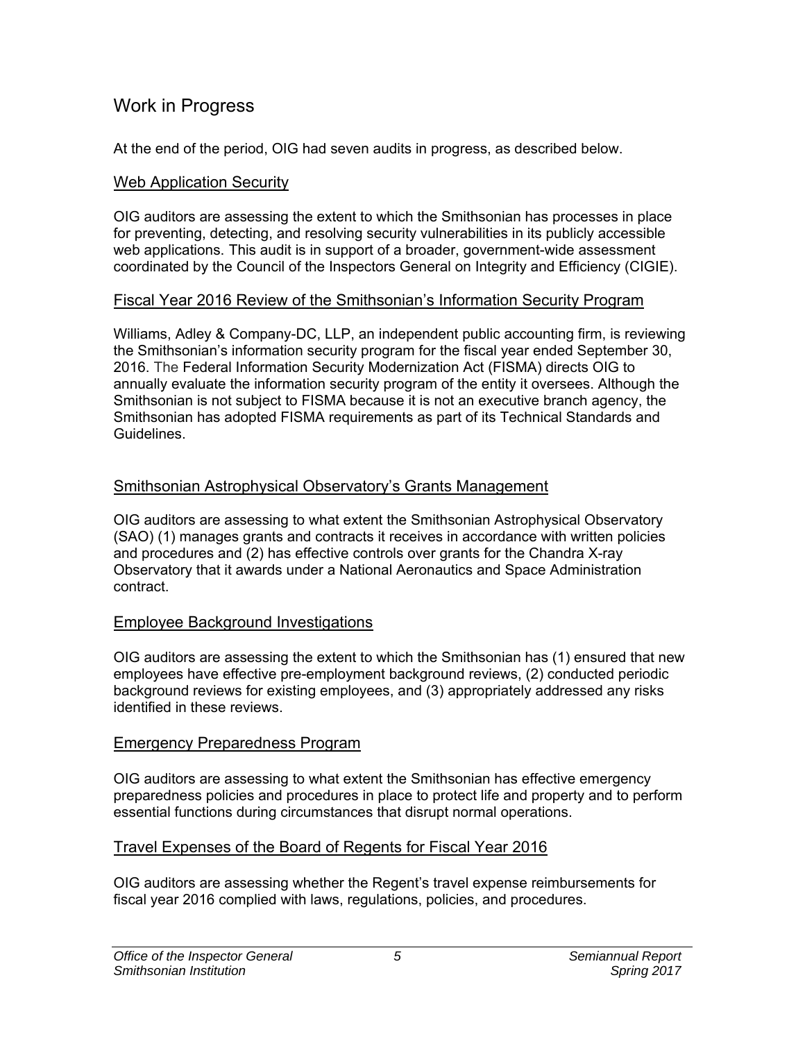## Work in Progress

At the end of the period, OIG had seven audits in progress, as described below.

### Web Application Security

OIG auditors are assessing the extent to which the Smithsonian has processes in place for preventing, detecting, and resolving security vulnerabilities in its publicly accessible web applications. This audit is in support of a broader, government-wide assessment coordinated by the Council of the Inspectors General on Integrity and Efficiency (CIGIE).

### Fiscal Year 2016 Review of the Smithsonian's Information Security Program

Williams, Adley & Company-DC, LLP, an independent public accounting firm, is reviewing the Smithsonian's information security program for the fiscal year ended September 30, 2016. The Federal Information Security Modernization Act (FISMA) directs OIG to annually evaluate the information security program of the entity it oversees. Although the Smithsonian is not subject to FISMA because it is not an executive branch agency, the Smithsonian has adopted FISMA requirements as part of its Technical Standards and Guidelines.

### Smithsonian Astrophysical Observatory's Grants Management

OIG auditors are assessing to what extent the Smithsonian Astrophysical Observatory (SAO) (1) manages grants and contracts it receives in accordance with written policies and procedures and (2) has effective controls over grants for the Chandra X-ray Observatory that it awards under a National Aeronautics and Space Administration contract.

### Employee Background Investigations

OIG auditors are assessing the extent to which the Smithsonian has (1) ensured that new employees have effective pre-employment background reviews, (2) conducted periodic background reviews for existing employees, and (3) appropriately addressed any risks identified in these reviews.

### Emergency Preparedness Program

OIG auditors are assessing to what extent the Smithsonian has effective emergency preparedness policies and procedures in place to protect life and property and to perform essential functions during circumstances that disrupt normal operations.

### Travel Expenses of the Board of Regents for Fiscal Year 2016

OIG auditors are assessing whether the Regent's travel expense reimbursements for fiscal year 2016 complied with laws, regulations, policies, and procedures.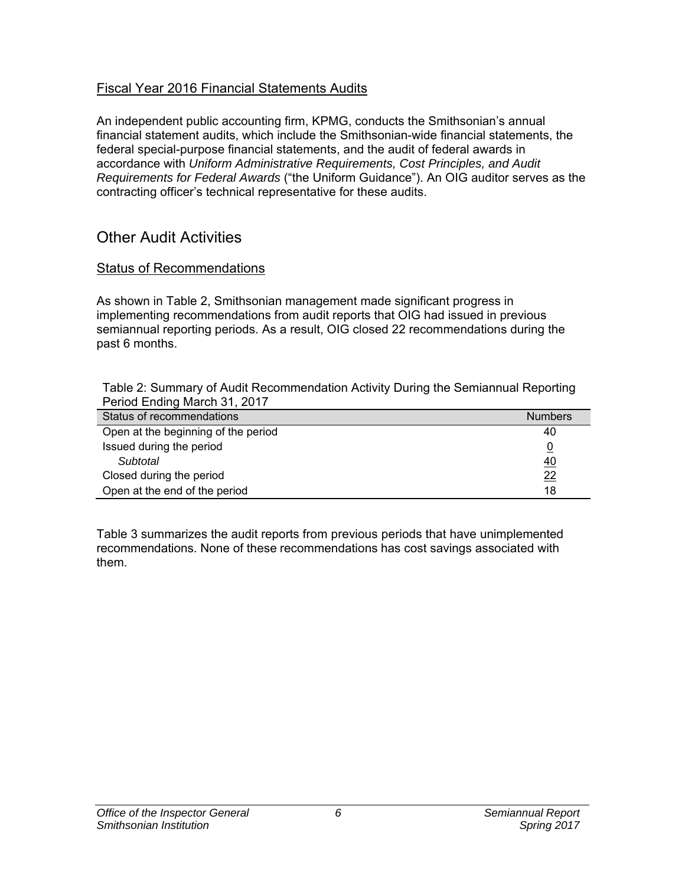### Fiscal Year 2016 Financial Statements Audits

An independent public accounting firm, KPMG, conducts the Smithsonian's annual financial statement audits, which include the Smithsonian-wide financial statements, the federal special-purpose financial statements, and the audit of federal awards in accordance with *Uniform Administrative Requirements, Cost Principles, and Audit Requirements for Federal Awards* ("the Uniform Guidance"). An OIG auditor serves as the contracting officer's technical representative for these audits.

## Other Audit Activities

### Status of Recommendations

As shown in Table 2, Smithsonian management made significant progress in implementing recommendations from audit reports that OIG had issued in previous semiannual reporting periods. As a result, OIG closed 22 recommendations during the past 6 months.

Table 2: Summary of Audit Recommendation Activity During the Semiannual Reporting Period Ending March 31, 2017

| Status of recommendations | Numbers |
|---|---|
| Open at the beginning of the period | 40 |
| Issued during the period | 0 |
| *Subtotal* | 40 |
| Closed during the period | 22 |
| Open at the end of the period | 18 |

Table 3 summarizes the audit reports from previous periods that have unimplemented recommendations. None of these recommendations has cost savings associated with them.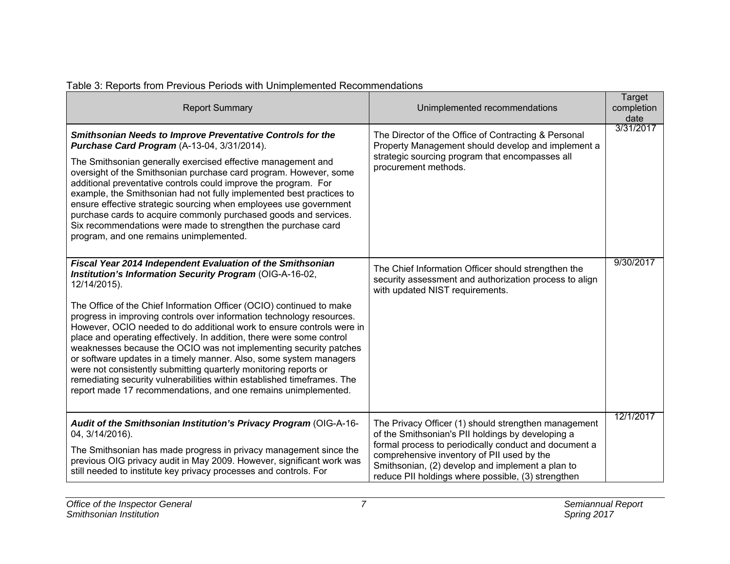Table 3: Reports from Previous Periods with Unimplemented Recommendations

| Report Summary | Unimplemented recommendations | Target completion date |
|---|---|---|
| ***Smithsonian Needs to Improve Preventative Controls for the Purchase Card Program*** (A-13-04, 3/31/2014).<br><br>The Smithsonian generally exercised effective management and oversight of the Smithsonian purchase card program. However, some additional preventative controls could improve the program. For example, the Smithsonian had not fully implemented best practices to ensure effective strategic sourcing when employees use government purchase cards to acquire commonly purchased goods and services. Six recommendations were made to strengthen the purchase card program, and one remains unimplemented. | The Director of the Office of Contracting & Personal Property Management should develop and implement a strategic sourcing program that encompasses all procurement methods. | 3/31/2017 |
| ***Fiscal Year 2014 Independent Evaluation of the Smithsonian Institution's Information Security Program*** (OIG-A-16-02, 12/14/2015).<br><br>The Office of the Chief Information Officer (OCIO) continued to make progress in improving controls over information technology resources. However, OCIO needed to do additional work to ensure controls were in place and operating effectively. In addition, there were some control weaknesses because the OCIO was not implementing security patches or software updates in a timely manner. Also, some system managers were not consistently submitting quarterly monitoring reports or remediating security vulnerabilities within established timeframes. The report made 17 recommendations, and one remains unimplemented. | The Chief Information Officer should strengthen the security assessment and authorization process to align with updated NIST requirements. | 9/30/2017 |
| ***Audit of the Smithsonian Institution's Privacy Program*** (OIG-A-16-04, 3/14/2016).<br><br>The Smithsonian has made progress in privacy management since the previous OIG privacy audit in May 2009. However, significant work was still needed to institute key privacy processes and controls. For | The Privacy Officer (1) should strengthen management of the Smithsonian's PII holdings by developing a formal process to periodically conduct and document a comprehensive inventory of PII used by the Smithsonian, (2) develop and implement a plan to reduce PII holdings where possible, (3) strengthen | 12/1/2017 |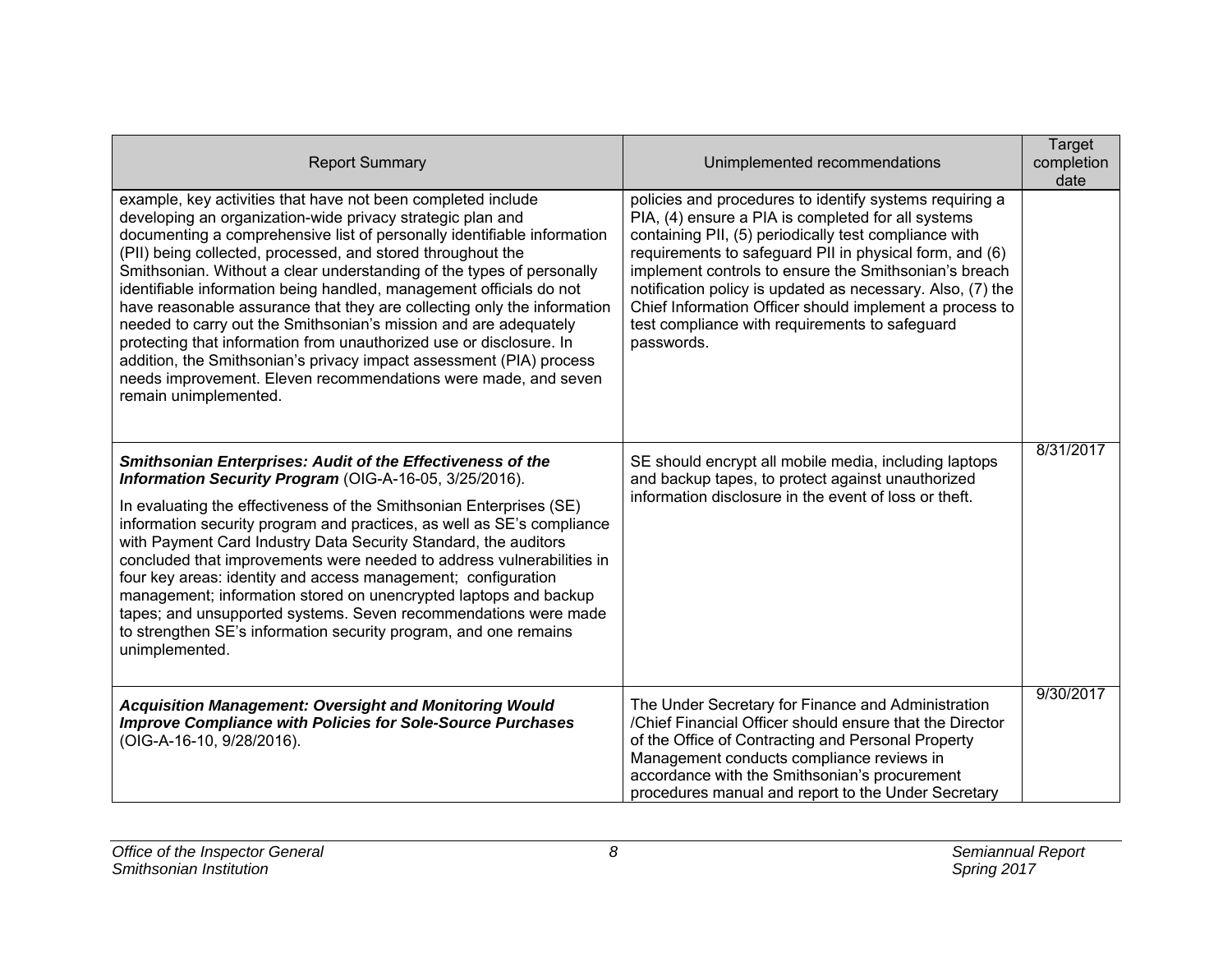| Report Summary | Unimplemented recommendations | Target completion date |
| --- | --- | --- |
| example, key activities that have not been completed include developing an organization-wide privacy strategic plan and documenting a comprehensive list of personally identifiable information (PII) being collected, processed, and stored throughout the Smithsonian. Without a clear understanding of the types of personally identifiable information being handled, management officials do not have reasonable assurance that they are collecting only the information needed to carry out the Smithsonian's mission and are adequately protecting that information from unauthorized use or disclosure. In addition, the Smithsonian's privacy impact assessment (PIA) process needs improvement. Eleven recommendations were made, and seven remain unimplemented. | policies and procedures to identify systems requiring a PIA, (4) ensure a PIA is completed for all systems containing PII, (5) periodically test compliance with requirements to safeguard PII in physical form, and (6) implement controls to ensure the Smithsonian's breach notification policy is updated as necessary. Also, (7) the Chief Information Officer should implement a process to test compliance with requirements to safeguard passwords. | |
| ***Smithsonian Enterprises: Audit of the Effectiveness of the Information Security Program*** (OIG-A-16-05, 3/25/2016).<br><br>In evaluating the effectiveness of the Smithsonian Enterprises (SE) information security program and practices, as well as SE's compliance with Payment Card Industry Data Security Standard, the auditors concluded that improvements were needed to address vulnerabilities in four key areas: identity and access management; configuration management; information stored on unencrypted laptops and backup tapes; and unsupported systems. Seven recommendations were made to strengthen SE's information security program, and one remains unimplemented. | SE should encrypt all mobile media, including laptops and backup tapes, to protect against unauthorized information disclosure in the event of loss or theft. | 8/31/2017 |
| ***Acquisition Management: Oversight and Monitoring Would Improve Compliance with Policies for Sole-Source Purchases*** (OIG-A-16-10, 9/28/2016). | The Under Secretary for Finance and Administration /Chief Financial Officer should ensure that the Director of the Office of Contracting and Personal Property Management conducts compliance reviews in accordance with the Smithsonian's procurement procedures manual and report to the Under Secretary | 9/30/2017 |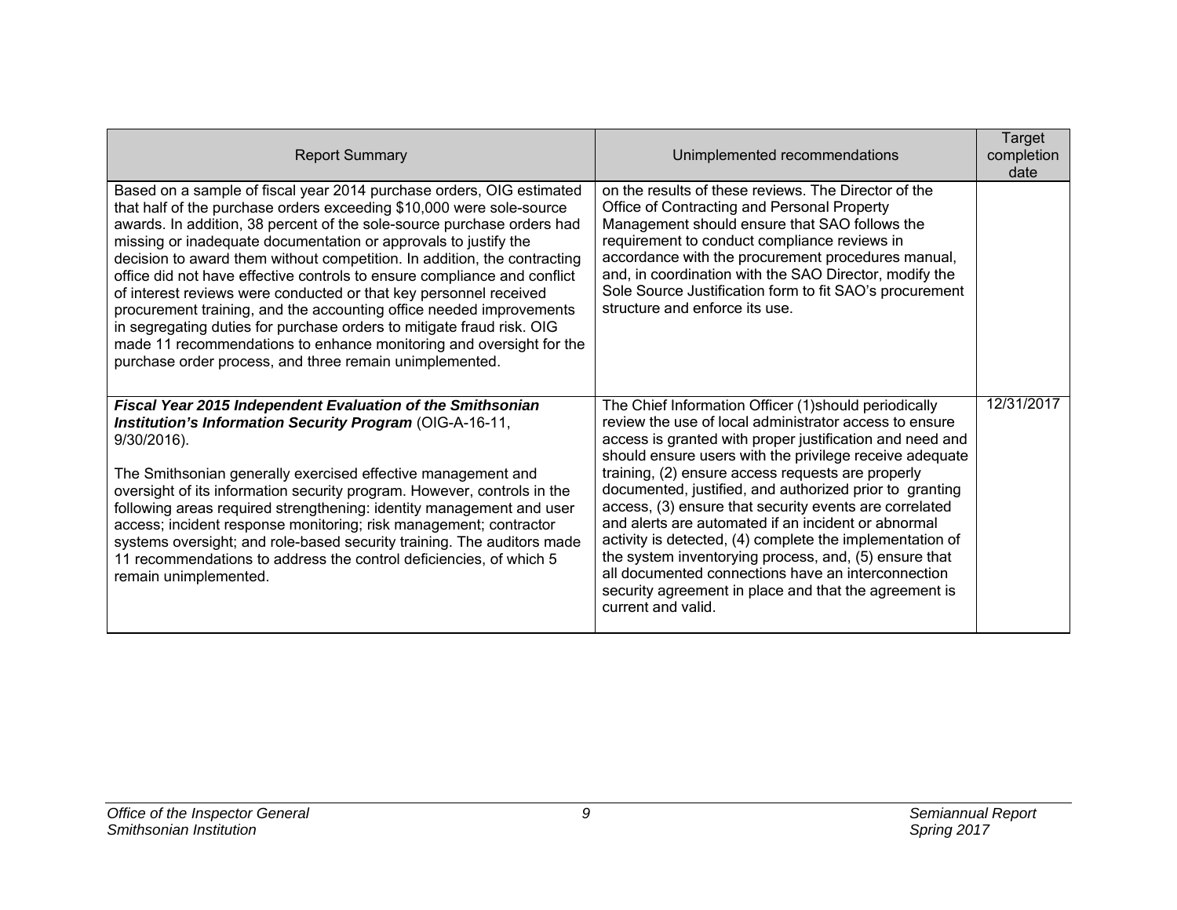| Report Summary | Unimplemented recommendations | Target completion date |
|---|---|---|
| Based on a sample of fiscal year 2014 purchase orders, OIG estimated that half of the purchase orders exceeding $10,000 were sole-source awards. In addition, 38 percent of the sole-source purchase orders had missing or inadequate documentation or approvals to justify the decision to award them without competition. In addition, the contracting office did not have effective controls to ensure compliance and conflict of interest reviews were conducted or that key personnel received procurement training, and the accounting office needed improvements in segregating duties for purchase orders to mitigate fraud risk. OIG made 11 recommendations to enhance monitoring and oversight for the purchase order process, and three remain unimplemented. | on the results of these reviews. The Director of the Office of Contracting and Personal Property Management should ensure that SAO follows the requirement to conduct compliance reviews in accordance with the procurement procedures manual, and, in coordination with the SAO Director, modify the Sole Source Justification form to fit SAO's procurement structure and enforce its use. | |
| ***Fiscal Year 2015 Independent Evaluation of the Smithsonian Institution's Information Security Program*** (OIG-A-16-11, 9/30/2016).<br><br>The Smithsonian generally exercised effective management and oversight of its information security program. However, controls in the following areas required strengthening: identity management and user access; incident response monitoring; risk management; contractor systems oversight; and role-based security training. The auditors made 11 recommendations to address the control deficiencies, of which 5 remain unimplemented. | The Chief Information Officer (1)should periodically review the use of local administrator access to ensure access is granted with proper justification and need and should ensure users with the privilege receive adequate training, (2) ensure access requests are properly documented, justified, and authorized prior to granting access, (3) ensure that security events are correlated and alerts are automated if an incident or abnormal activity is detected, (4) complete the implementation of the system inventorying process, and, (5) ensure that all documented connections have an interconnection security agreement in place and that the agreement is current and valid. | 12/31/2017 |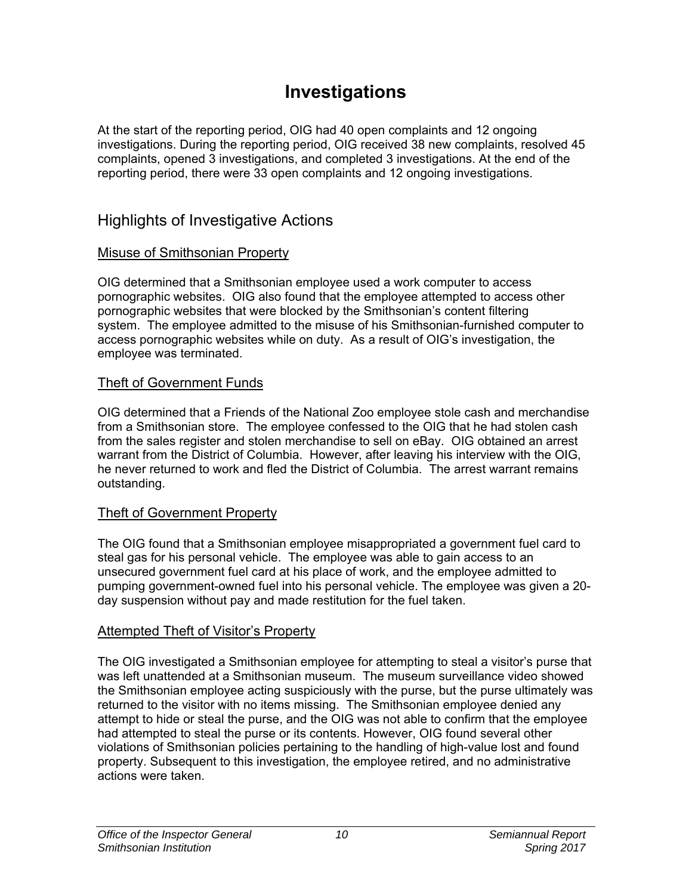# Investigations

At the start of the reporting period, OIG had 40 open complaints and 12 ongoing investigations. During the reporting period, OIG received 38 new complaints, resolved 45 complaints, opened 3 investigations, and completed 3 investigations. At the end of the reporting period, there were 33 open complaints and 12 ongoing investigations.

## Highlights of Investigative Actions

### Misuse of Smithsonian Property

OIG determined that a Smithsonian employee used a work computer to access pornographic websites. OIG also found that the employee attempted to access other pornographic websites that were blocked by the Smithsonian's content filtering system. The employee admitted to the misuse of his Smithsonian-furnished computer to access pornographic websites while on duty. As a result of OIG's investigation, the employee was terminated.

### Theft of Government Funds

OIG determined that a Friends of the National Zoo employee stole cash and merchandise from a Smithsonian store. The employee confessed to the OIG that he had stolen cash from the sales register and stolen merchandise to sell on eBay. OIG obtained an arrest warrant from the District of Columbia. However, after leaving his interview with the OIG, he never returned to work and fled the District of Columbia. The arrest warrant remains outstanding.

### Theft of Government Property

The OIG found that a Smithsonian employee misappropriated a government fuel card to steal gas for his personal vehicle. The employee was able to gain access to an unsecured government fuel card at his place of work, and the employee admitted to pumping government-owned fuel into his personal vehicle. The employee was given a 20-day suspension without pay and made restitution for the fuel taken.

### Attempted Theft of Visitor's Property

The OIG investigated a Smithsonian employee for attempting to steal a visitor's purse that was left unattended at a Smithsonian museum. The museum surveillance video showed the Smithsonian employee acting suspiciously with the purse, but the purse ultimately was returned to the visitor with no items missing. The Smithsonian employee denied any attempt to hide or steal the purse, and the OIG was not able to confirm that the employee had attempted to steal the purse or its contents. However, OIG found several other violations of Smithsonian policies pertaining to the handling of high-value lost and found property. Subsequent to this investigation, the employee retired, and no administrative actions were taken.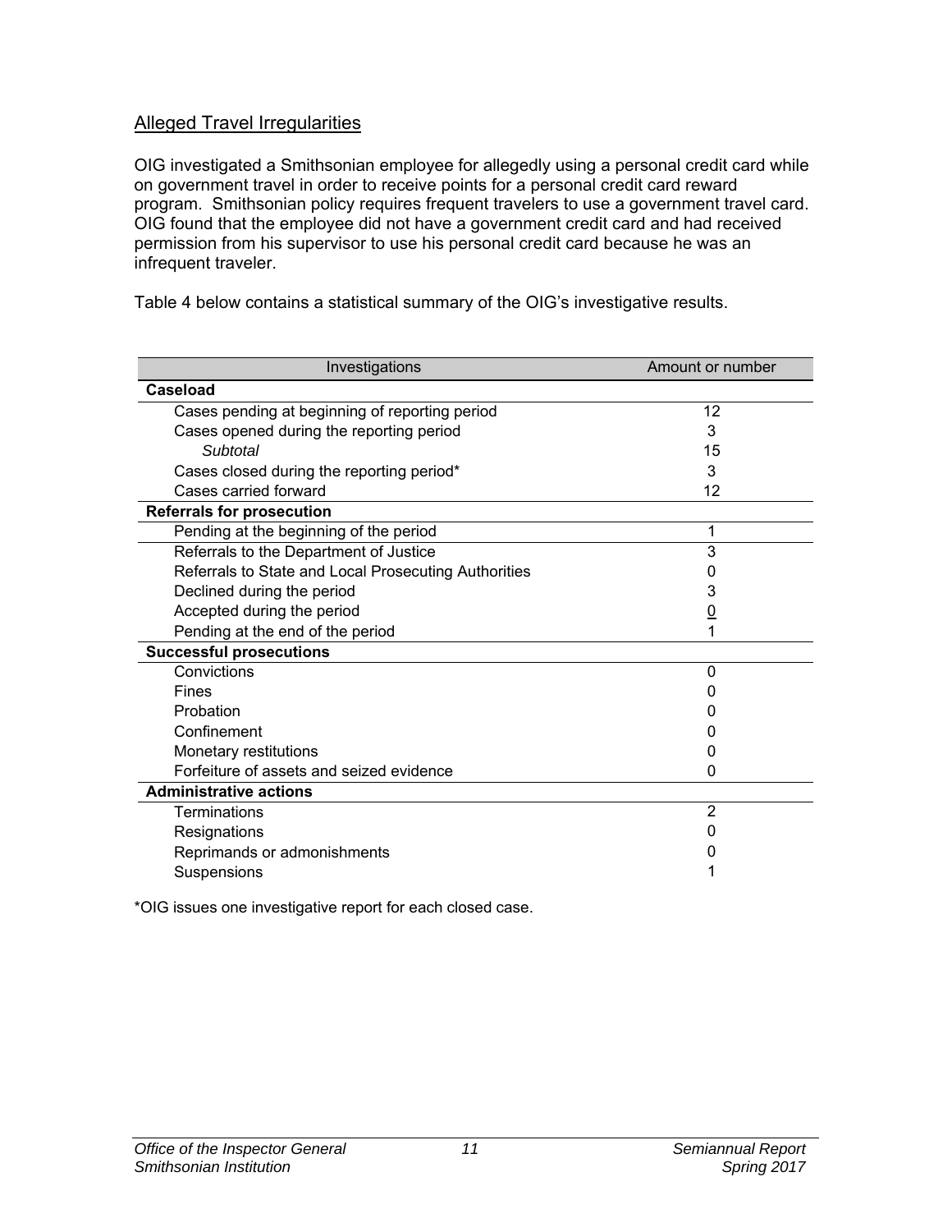## Alleged Travel Irregularities

OIG investigated a Smithsonian employee for allegedly using a personal credit card while on government travel in order to receive points for a personal credit card reward program. Smithsonian policy requires frequent travelers to use a government travel card. OIG found that the employee did not have a government credit card and had received permission from his supervisor to use his personal credit card because he was an infrequent traveler.

Table 4 below contains a statistical summary of the OIG's investigative results.

| Investigations | Amount or number |
|---|---|
| **Caseload** | |
| Cases pending at beginning of reporting period | 12 |
| Cases opened during the reporting period | 3 |
| *Subtotal* | 15 |
| Cases closed during the reporting period* | 3 |
| Cases carried forward | 12 |
| **Referrals for prosecution** | |
| Pending at the beginning of the period | 1 |
| Referrals to the Department of Justice | 3 |
| Referrals to State and Local Prosecuting Authorities | 0 |
| Declined during the period | 3 |
| Accepted during the period | 0 |
| Pending at the end of the period | 1 |
| **Successful prosecutions** | |
| Convictions | 0 |
| Fines | 0 |
| Probation | 0 |
| Confinement | 0 |
| Monetary restitutions | 0 |
| Forfeiture of assets and seized evidence | 0 |
| **Administrative actions** | |
| Terminations | 2 |
| Resignations | 0 |
| Reprimands or admonishments | 0 |
| Suspensions | 1 |

*OIG issues one investigative report for each closed case.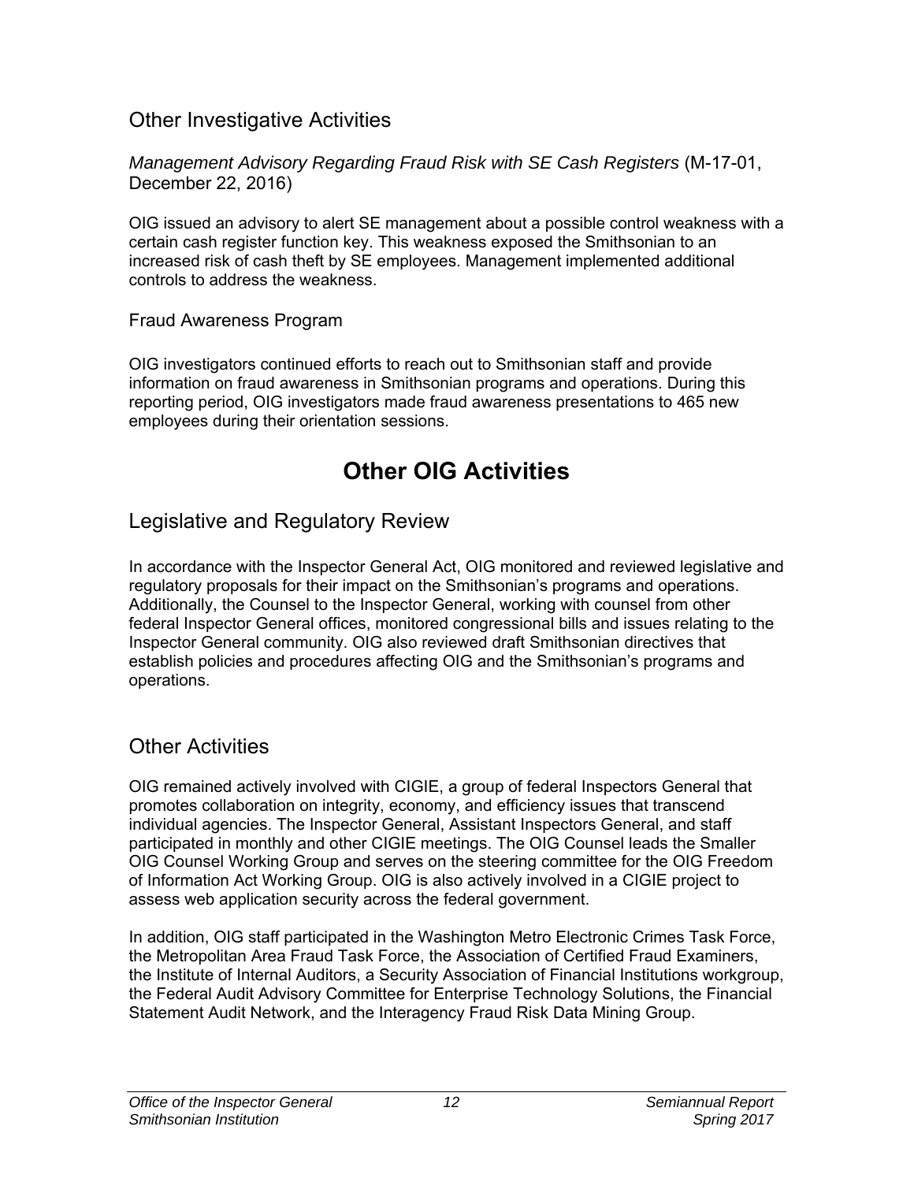## Other Investigative Activities

*Management Advisory Regarding Fraud Risk with SE Cash Registers* (M-17-01, December 22, 2016)

OIG issued an advisory to alert SE management about a possible control weakness with a certain cash register function key. This weakness exposed the Smithsonian to an increased risk of cash theft by SE employees. Management implemented additional controls to address the weakness.

### Fraud Awareness Program

OIG investigators continued efforts to reach out to Smithsonian staff and provide information on fraud awareness in Smithsonian programs and operations. During this reporting period, OIG investigators made fraud awareness presentations to 465 new employees during their orientation sessions.

# Other OIG Activities

## Legislative and Regulatory Review

In accordance with the Inspector General Act, OIG monitored and reviewed legislative and regulatory proposals for their impact on the Smithsonian's programs and operations. Additionally, the Counsel to the Inspector General, working with counsel from other federal Inspector General offices, monitored congressional bills and issues relating to the Inspector General community. OIG also reviewed draft Smithsonian directives that establish policies and procedures affecting OIG and the Smithsonian's programs and operations.

## Other Activities

OIG remained actively involved with CIGIE, a group of federal Inspectors General that promotes collaboration on integrity, economy, and efficiency issues that transcend individual agencies. The Inspector General, Assistant Inspectors General, and staff participated in monthly and other CIGIE meetings. The OIG Counsel leads the Smaller OIG Counsel Working Group and serves on the steering committee for the OIG Freedom of Information Act Working Group. OIG is also actively involved in a CIGIE project to assess web application security across the federal government.

In addition, OIG staff participated in the Washington Metro Electronic Crimes Task Force, the Metropolitan Area Fraud Task Force, the Association of Certified Fraud Examiners, the Institute of Internal Auditors, a Security Association of Financial Institutions workgroup, the Federal Audit Advisory Committee for Enterprise Technology Solutions, the Financial Statement Audit Network, and the Interagency Fraud Risk Data Mining Group.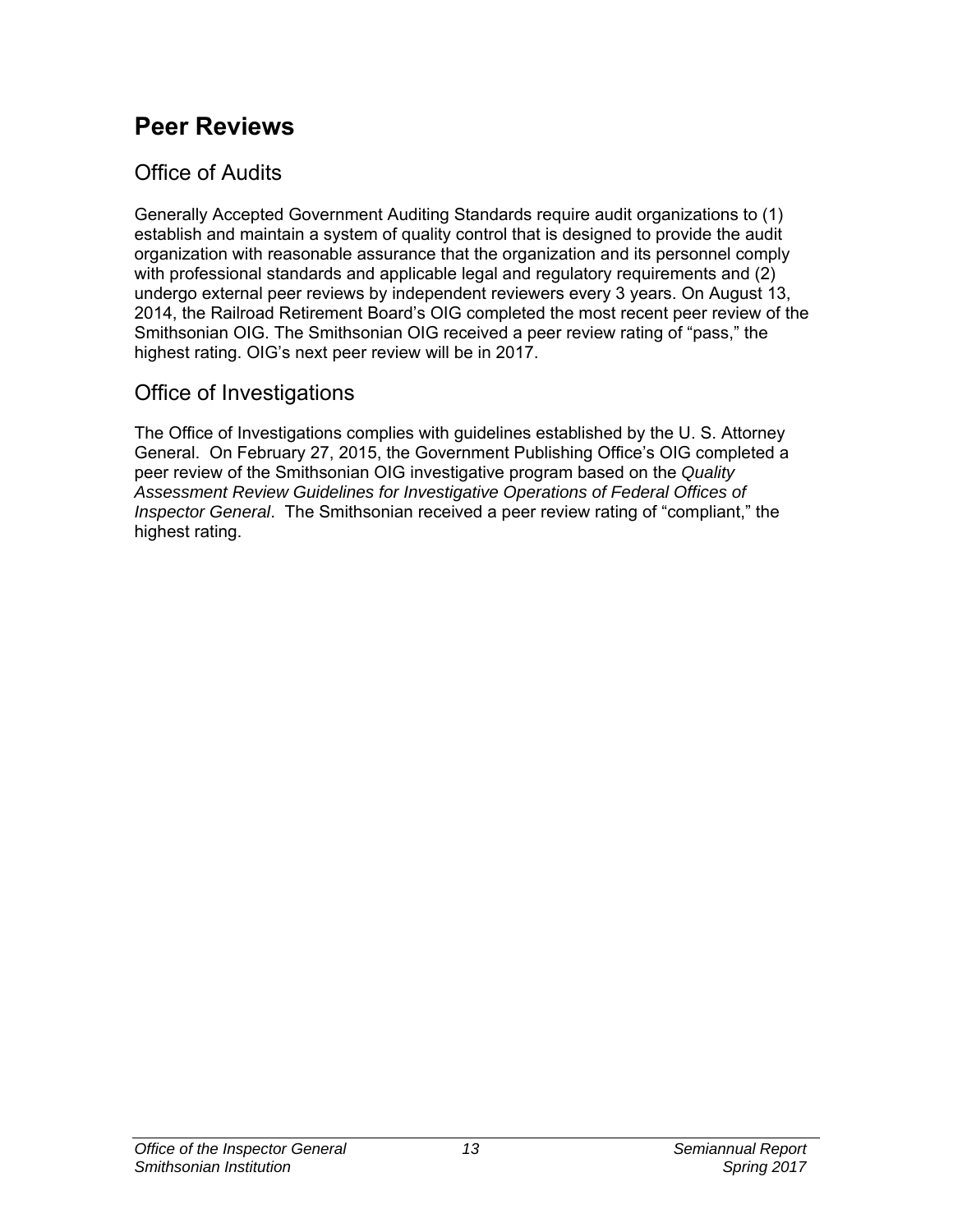# Peer Reviews

## Office of Audits

Generally Accepted Government Auditing Standards require audit organizations to (1) establish and maintain a system of quality control that is designed to provide the audit organization with reasonable assurance that the organization and its personnel comply with professional standards and applicable legal and regulatory requirements and (2) undergo external peer reviews by independent reviewers every 3 years. On August 13, 2014, the Railroad Retirement Board's OIG completed the most recent peer review of the Smithsonian OIG. The Smithsonian OIG received a peer review rating of "pass," the highest rating. OIG's next peer review will be in 2017.

## Office of Investigations

The Office of Investigations complies with guidelines established by the U. S. Attorney General. On February 27, 2015, the Government Publishing Office's OIG completed a peer review of the Smithsonian OIG investigative program based on the *Quality Assessment Review Guidelines for Investigative Operations of Federal Offices of Inspector General*. The Smithsonian received a peer review rating of "compliant," the highest rating.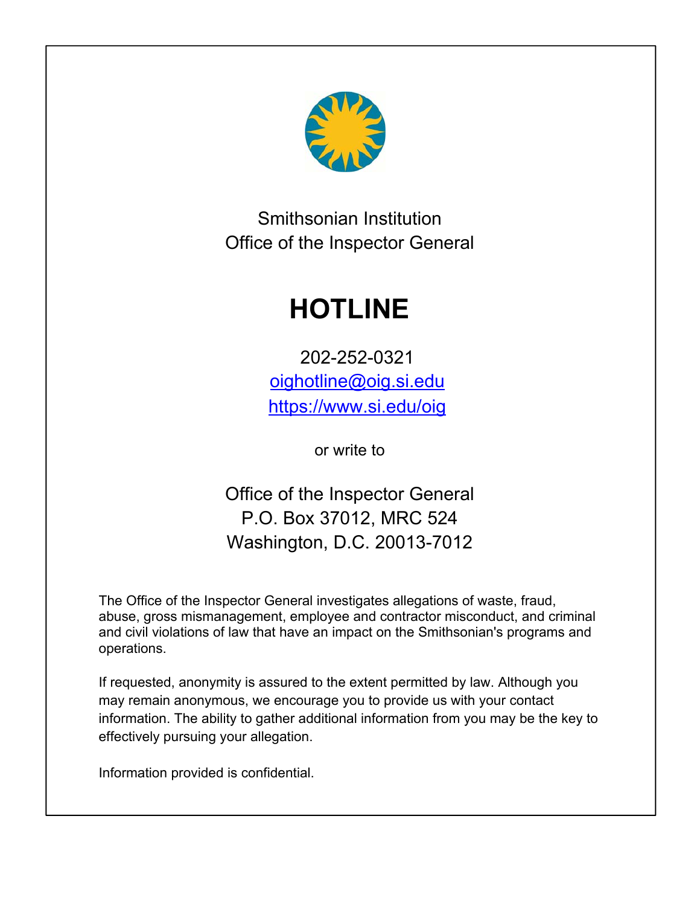Smithsonian Institution
Office of the Inspector General

# HOTLINE

202-252-0321
oighotline@oig.si.edu
https://www.si.edu/oig

or write to

Office of the Inspector General
P.O. Box 37012, MRC 524
Washington, D.C. 20013-7012

The Office of the Inspector General investigates allegations of waste, fraud, abuse, gross mismanagement, employee and contractor misconduct, and criminal and civil violations of law that have an impact on the Smithsonian's programs and operations.

If requested, anonymity is assured to the extent permitted by law. Although you may remain anonymous, we encourage you to provide us with your contact information. The ability to gather additional information from you may be the key to effectively pursuing your allegation.

Information provided is confidential.